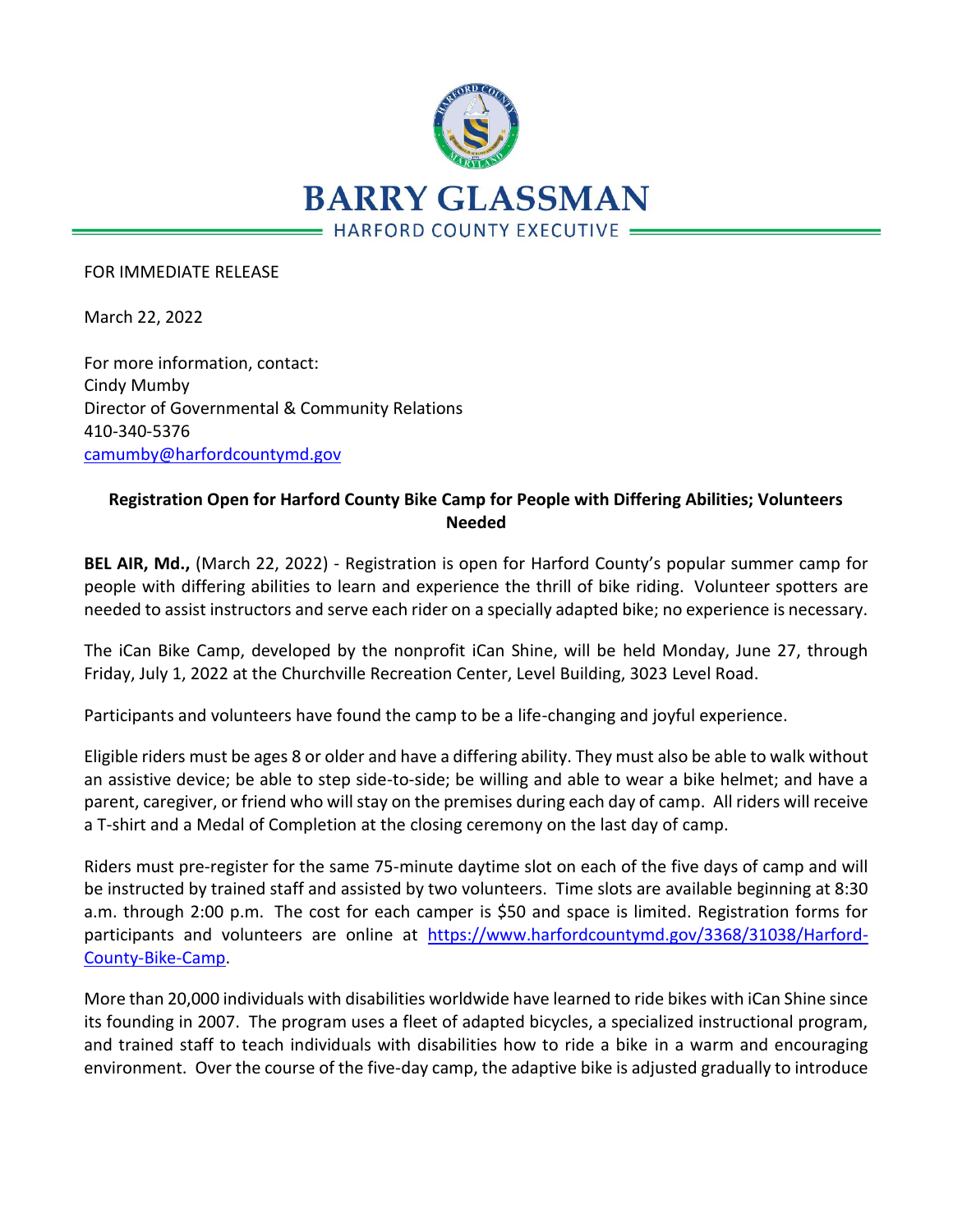# BARRY GLASSMAN

HARFORD COUNTY EXECUTIVE

FOR IMMEDIATE RELEASE

March 22, 2022

For more information, contact:
Cindy Mumby
Director of Governmental & Community Relations
410-340-5376
camumby@harfordcountymd.gov

**Registration Open for Harford County Bike Camp for People with Differing Abilities; Volunteers Needed**

**BEL AIR, Md.,** (March 22, 2022) - Registration is open for Harford County's popular summer camp for people with differing abilities to learn and experience the thrill of bike riding. Volunteer spotters are needed to assist instructors and serve each rider on a specially adapted bike; no experience is necessary.

The iCan Bike Camp, developed by the nonprofit iCan Shine, will be held Monday, June 27, through Friday, July 1, 2022 at the Churchville Recreation Center, Level Building, 3023 Level Road.

Participants and volunteers have found the camp to be a life-changing and joyful experience.

Eligible riders must be ages 8 or older and have a differing ability. They must also be able to walk without an assistive device; be able to step side-to-side; be willing and able to wear a bike helmet; and have a parent, caregiver, or friend who will stay on the premises during each day of camp. All riders will receive a T-shirt and a Medal of Completion at the closing ceremony on the last day of camp.

Riders must pre-register for the same 75-minute daytime slot on each of the five days of camp and will be instructed by trained staff and assisted by two volunteers. Time slots are available beginning at 8:30 a.m. through 2:00 p.m. The cost for each camper is $50 and space is limited. Registration forms for participants and volunteers are online at https://www.harfordcountymd.gov/3368/31038/Harford-County-Bike-Camp.

More than 20,000 individuals with disabilities worldwide have learned to ride bikes with iCan Shine since its founding in 2007. The program uses a fleet of adapted bicycles, a specialized instructional program, and trained staff to teach individuals with disabilities how to ride a bike in a warm and encouraging environment. Over the course of the five-day camp, the adaptive bike is adjusted gradually to introduce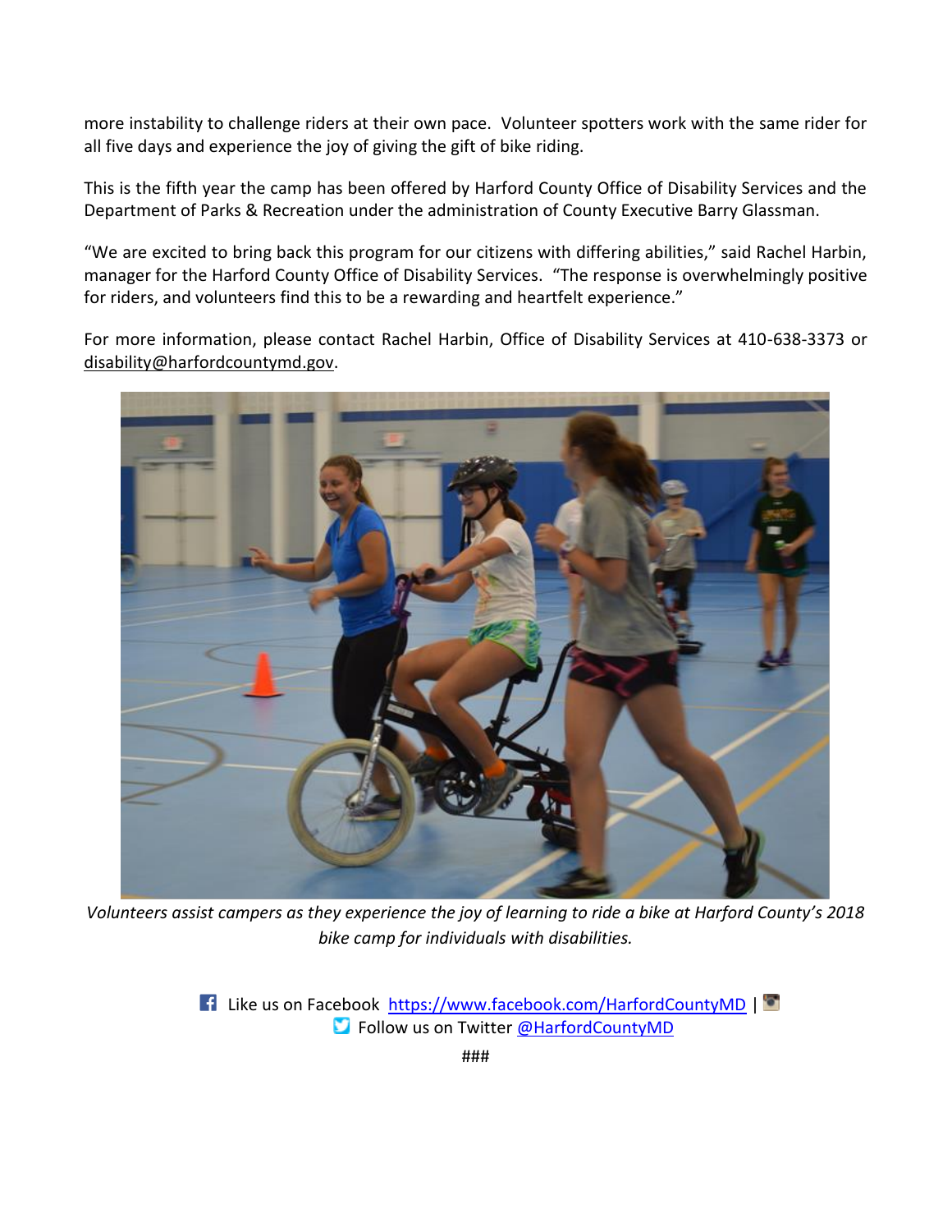more instability to challenge riders at their own pace. Volunteer spotters work with the same rider for all five days and experience the joy of giving the gift of bike riding.

This is the fifth year the camp has been offered by Harford County Office of Disability Services and the Department of Parks & Recreation under the administration of County Executive Barry Glassman.

"We are excited to bring back this program for our citizens with differing abilities," said Rachel Harbin, manager for the Harford County Office of Disability Services. "The response is overwhelmingly positive for riders, and volunteers find this to be a rewarding and heartfelt experience."

For more information, please contact Rachel Harbin, Office of Disability Services at 410-638-3373 or disability@harfordcountymd.gov.

*Volunteers assist campers as they experience the joy of learning to ride a bike at Harford County's 2018 bike camp for individuals with disabilities.*

Like us on Facebook https://www.facebook.com/HarfordCountyMD |
Follow us on Twitter @HarfordCountyMD

###